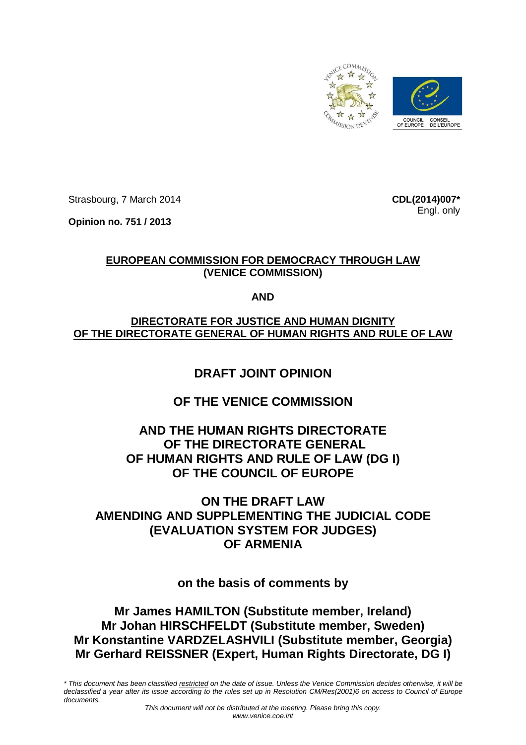Strasbourg, 7 March 2014

**CDL(2014)007***
Engl. only

**Opinion no. 751 / 2013**

**EUROPEAN COMMISSION FOR DEMOCRACY THROUGH LAW (VENICE COMMISSION)**

**AND**

**DIRECTORATE FOR JUSTICE AND HUMAN DIGNITY OF THE DIRECTORATE GENERAL OF HUMAN RIGHTS AND RULE OF LAW**

# DRAFT JOINT OPINION

# OF THE VENICE COMMISSION

# AND THE HUMAN RIGHTS DIRECTORATE OF THE DIRECTORATE GENERAL OF HUMAN RIGHTS AND RULE OF LAW (DG I) OF THE COUNCIL OF EUROPE

# ON THE DRAFT LAW AMENDING AND SUPPLEMENTING THE JUDICIAL CODE (EVALUATION SYSTEM FOR JUDGES) OF ARMENIA

**on the basis of comments by**

**Mr James HAMILTON (Substitute member, Ireland)**
**Mr Johan HIRSCHFELDT (Substitute member, Sweden)**
**Mr Konstantine VARDZELASHVILI (Substitute member, Georgia)**
**Mr Gerhard REISSNER (Expert, Human Rights Directorate, DG I)**

*\* This document has been classified restricted on the date of issue. Unless the Venice Commission decides otherwise, it will be declassified a year after its issue according to the rules set up in Resolution CM/Res(2001)6 on access to Council of Europe documents.*

*This document will not be distributed at the meeting. Please bring this copy.*
*www.venice.coe.int*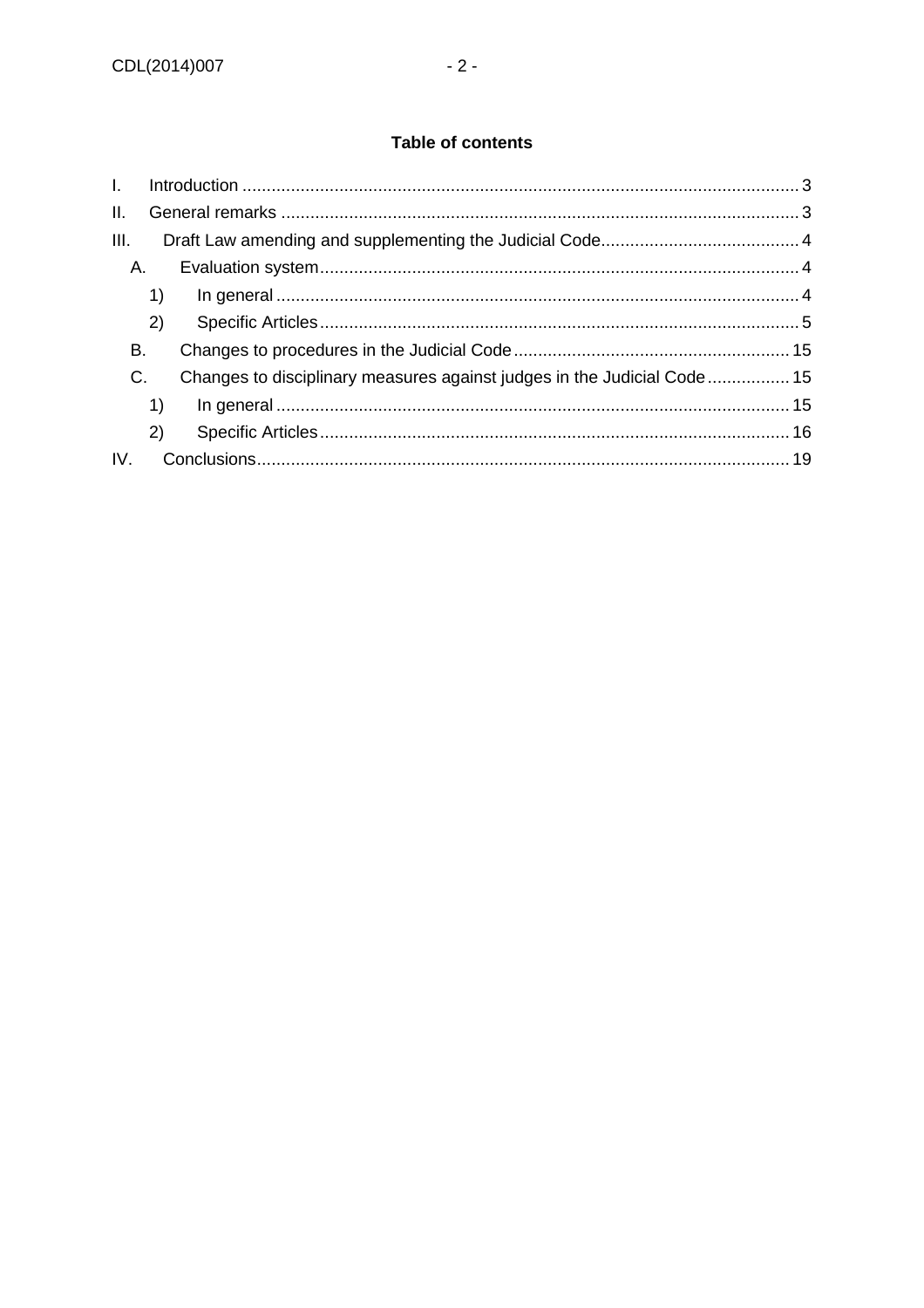**Table of contents**

I. Introduction .......... 3
II. General remarks .......... 3
III. Draft Law amending and supplementing the Judicial Code .......... 4
  A. Evaluation system .......... 4
    1) In general .......... 4
    2) Specific Articles .......... 5
  B. Changes to procedures in the Judicial Code .......... 15
  C. Changes to disciplinary measures against judges in the Judicial Code .......... 15
    1) In general .......... 15
    2) Specific Articles .......... 16
IV. Conclusions .......... 19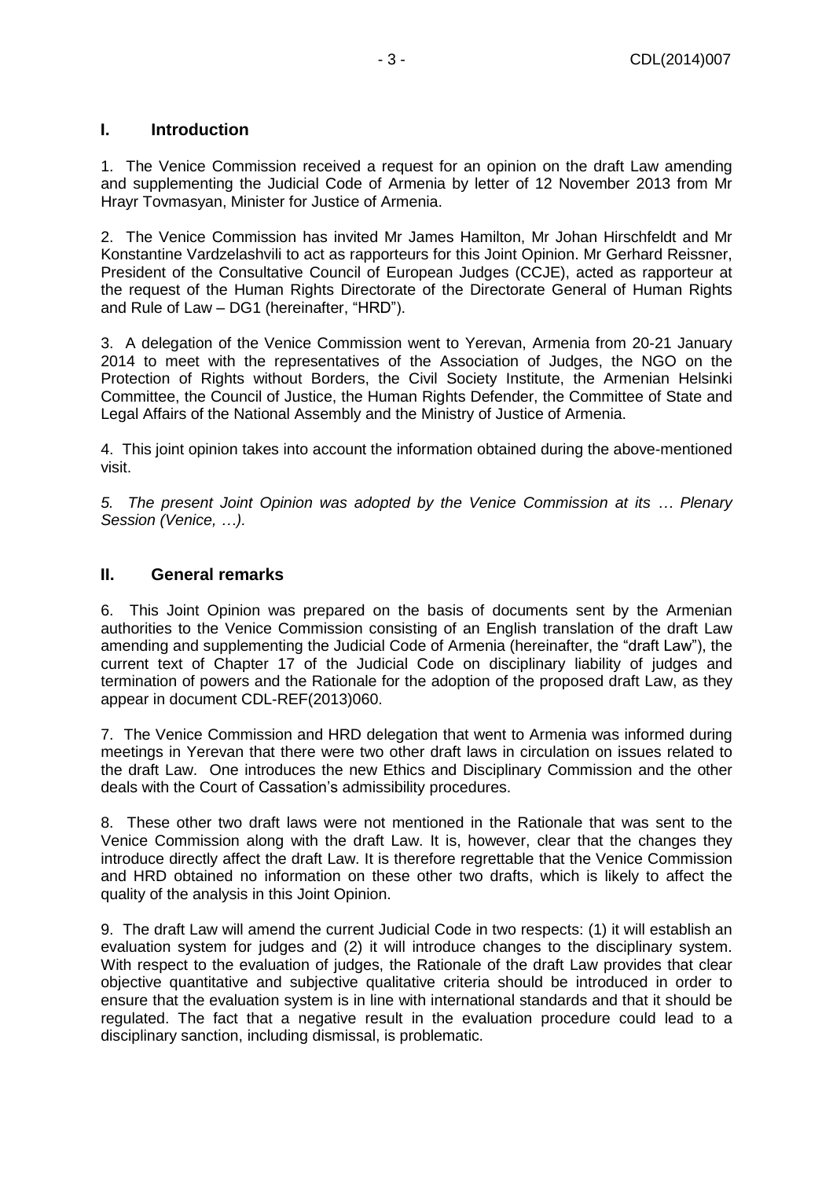## I. Introduction

1. The Venice Commission received a request for an opinion on the draft Law amending and supplementing the Judicial Code of Armenia by letter of 12 November 2013 from Mr Hrayr Tovmasyan, Minister for Justice of Armenia.

2. The Venice Commission has invited Mr James Hamilton, Mr Johan Hirschfeldt and Mr Konstantine Vardzelashvili to act as rapporteurs for this Joint Opinion. Mr Gerhard Reissner, President of the Consultative Council of European Judges (CCJE), acted as rapporteur at the request of the Human Rights Directorate of the Directorate General of Human Rights and Rule of Law – DG1 (hereinafter, "HRD").

3. A delegation of the Venice Commission went to Yerevan, Armenia from 20-21 January 2014 to meet with the representatives of the Association of Judges, the NGO on the Protection of Rights without Borders, the Civil Society Institute, the Armenian Helsinki Committee, the Council of Justice, the Human Rights Defender, the Committee of State and Legal Affairs of the National Assembly and the Ministry of Justice of Armenia.

4. This joint opinion takes into account the information obtained during the above-mentioned visit.

*5. The present Joint Opinion was adopted by the Venice Commission at its … Plenary Session (Venice, …).*

## II. General remarks

6. This Joint Opinion was prepared on the basis of documents sent by the Armenian authorities to the Venice Commission consisting of an English translation of the draft Law amending and supplementing the Judicial Code of Armenia (hereinafter, the "draft Law"), the current text of Chapter 17 of the Judicial Code on disciplinary liability of judges and termination of powers and the Rationale for the adoption of the proposed draft Law, as they appear in document CDL-REF(2013)060.

7. The Venice Commission and HRD delegation that went to Armenia was informed during meetings in Yerevan that there were two other draft laws in circulation on issues related to the draft Law. One introduces the new Ethics and Disciplinary Commission and the other deals with the Court of Cassation's admissibility procedures.

8. These other two draft laws were not mentioned in the Rationale that was sent to the Venice Commission along with the draft Law. It is, however, clear that the changes they introduce directly affect the draft Law. It is therefore regrettable that the Venice Commission and HRD obtained no information on these other two drafts, which is likely to affect the quality of the analysis in this Joint Opinion.

9. The draft Law will amend the current Judicial Code in two respects: (1) it will establish an evaluation system for judges and (2) it will introduce changes to the disciplinary system. With respect to the evaluation of judges, the Rationale of the draft Law provides that clear objective quantitative and subjective qualitative criteria should be introduced in order to ensure that the evaluation system is in line with international standards and that it should be regulated. The fact that a negative result in the evaluation procedure could lead to a disciplinary sanction, including dismissal, is problematic.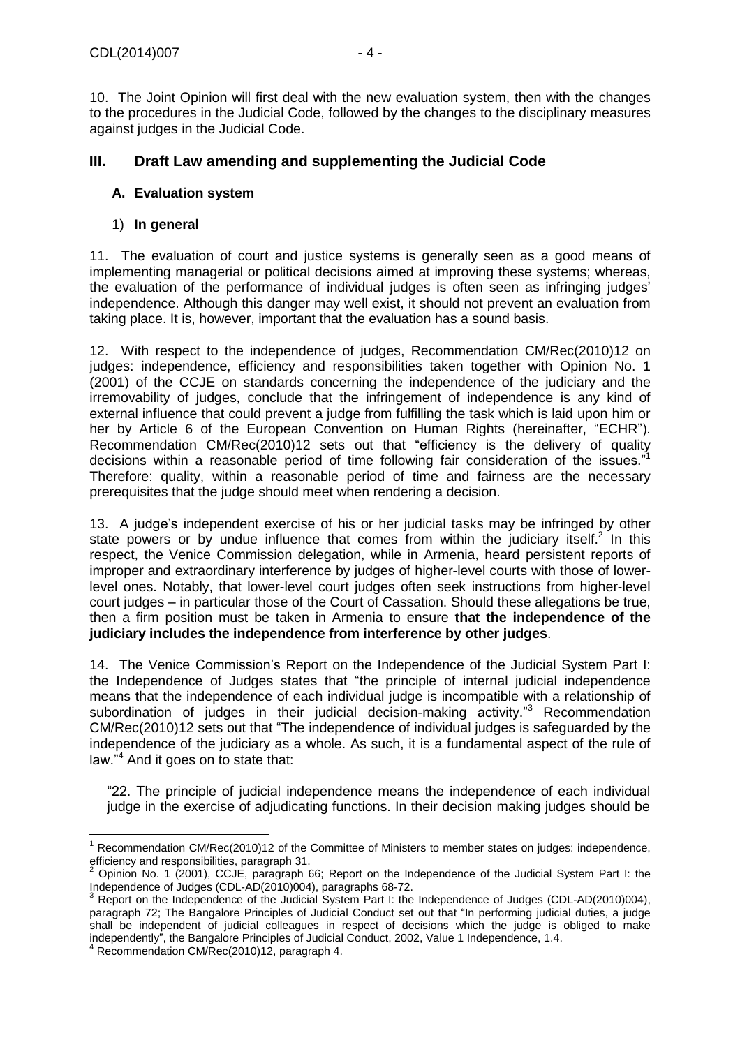10. The Joint Opinion will first deal with the new evaluation system, then with the changes to the procedures in the Judicial Code, followed by the changes to the disciplinary measures against judges in the Judicial Code.

## III. Draft Law amending and supplementing the Judicial Code

### A. Evaluation system

#### 1) **In general**

11. The evaluation of court and justice systems is generally seen as a good means of implementing managerial or political decisions aimed at improving these systems; whereas, the evaluation of the performance of individual judges is often seen as infringing judges' independence. Although this danger may well exist, it should not prevent an evaluation from taking place. It is, however, important that the evaluation has a sound basis.

12. With respect to the independence of judges, Recommendation CM/Rec(2010)12 on judges: independence, efficiency and responsibilities taken together with Opinion No. 1 (2001) of the CCJE on standards concerning the independence of the judiciary and the irremovability of judges, conclude that the infringement of independence is any kind of external influence that could prevent a judge from fulfilling the task which is laid upon him or her by Article 6 of the European Convention on Human Rights (hereinafter, "ECHR"). Recommendation CM/Rec(2010)12 sets out that "efficiency is the delivery of quality decisions within a reasonable period of time following fair consideration of the issues."[1] Therefore: quality, within a reasonable period of time and fairness are the necessary prerequisites that the judge should meet when rendering a decision.

13. A judge's independent exercise of his or her judicial tasks may be infringed by other state powers or by undue influence that comes from within the judiciary itself.[2] In this respect, the Venice Commission delegation, while in Armenia, heard persistent reports of improper and extraordinary interference by judges of higher-level courts with those of lower-level ones. Notably, that lower-level court judges often seek instructions from higher-level court judges – in particular those of the Court of Cassation. Should these allegations be true, then a firm position must be taken in Armenia to ensure **that the independence of the judiciary includes the independence from interference by other judges**.

14. The Venice Commission's Report on the Independence of the Judicial System Part I: the Independence of Judges states that "the principle of internal judicial independence means that the independence of each individual judge is incompatible with a relationship of subordination of judges in their judicial decision-making activity."[3] Recommendation CM/Rec(2010)12 sets out that "The independence of individual judges is safeguarded by the independence of the judiciary as a whole. As such, it is a fundamental aspect of the rule of law."[4] And it goes on to state that:

> "22. The principle of judicial independence means the independence of each individual judge in the exercise of adjudicating functions. In their decision making judges should be

---

[1] Recommendation CM/Rec(2010)12 of the Committee of Ministers to member states on judges: independence, efficiency and responsibilities, paragraph 31.

[2] Opinion No. 1 (2001), CCJE, paragraph 66; Report on the Independence of the Judicial System Part I: the Independence of Judges (CDL-AD(2010)004), paragraphs 68-72.

[3] Report on the Independence of the Judicial System Part I: the Independence of Judges (CDL-AD(2010)004), paragraph 72; The Bangalore Principles of Judicial Conduct set out that "In performing judicial duties, a judge shall be independent of judicial colleagues in respect of decisions which the judge is obliged to make independently", the Bangalore Principles of Judicial Conduct, 2002, Value 1 Independence, 1.4.

[4] Recommendation CM/Rec(2010)12, paragraph 4.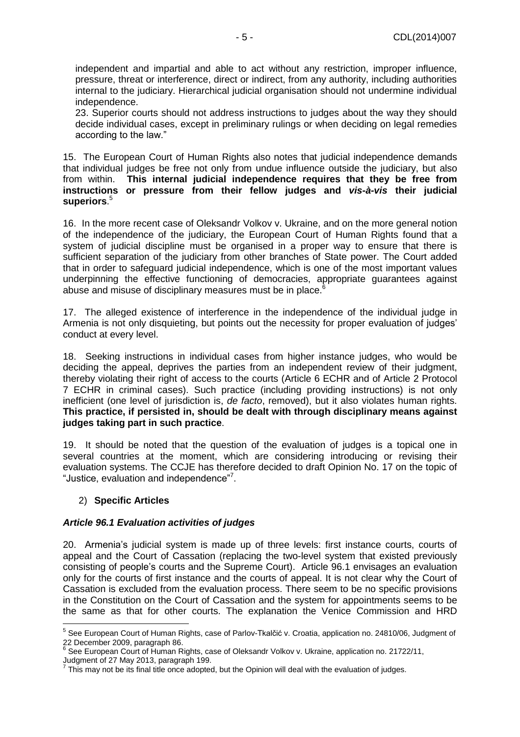independent and impartial and able to act without any restriction, improper influence, pressure, threat or interference, direct or indirect, from any authority, including authorities internal to the judiciary. Hierarchical judicial organisation should not undermine individual independence.

23. Superior courts should not address instructions to judges about the way they should decide individual cases, except in preliminary rulings or when deciding on legal remedies according to the law."

15. The European Court of Human Rights also notes that judicial independence demands that individual judges be free not only from undue influence outside the judiciary, but also from within. **This internal judicial independence requires that they be free from instructions or pressure from their fellow judges and *vis-à-vis* their judicial superiors**.[5]

16. In the more recent case of Oleksandr Volkov v. Ukraine, and on the more general notion of the independence of the judiciary, the European Court of Human Rights found that a system of judicial discipline must be organised in a proper way to ensure that there is sufficient separation of the judiciary from other branches of State power. The Court added that in order to safeguard judicial independence, which is one of the most important values underpinning the effective functioning of democracies, appropriate guarantees against abuse and misuse of disciplinary measures must be in place.[6]

17. The alleged existence of interference in the independence of the individual judge in Armenia is not only disquieting, but points out the necessity for proper evaluation of judges' conduct at every level.

18. Seeking instructions in individual cases from higher instance judges, who would be deciding the appeal, deprives the parties from an independent review of their judgment, thereby violating their right of access to the courts (Article 6 ECHR and of Article 2 Protocol 7 ECHR in criminal cases). Such practice (including providing instructions) is not only inefficient (one level of jurisdiction is, *de facto*, removed), but it also violates human rights. **This practice, if persisted in, should be dealt with through disciplinary means against judges taking part in such practice**.

19. It should be noted that the question of the evaluation of judges is a topical one in several countries at the moment, which are considering introducing or revising their evaluation systems. The CCJE has therefore decided to draft Opinion No. 17 on the topic of "Justice, evaluation and independence"[7].

## 2) **Specific Articles**

### ***Article 96.1 Evaluation activities of judges***

20. Armenia's judicial system is made up of three levels: first instance courts, courts of appeal and the Court of Cassation (replacing the two-level system that existed previously consisting of people's courts and the Supreme Court). Article 96.1 envisages an evaluation only for the courts of first instance and the courts of appeal. It is not clear why the Court of Cassation is excluded from the evaluation process. There seem to be no specific provisions in the Constitution on the Court of Cassation and the system for appointments seems to be the same as that for other courts. The explanation the Venice Commission and HRD

---

[5] See European Court of Human Rights, case of Parlov-Tkalčić v. Croatia, application no. 24810/06, Judgment of 22 December 2009, paragraph 86.

[6] See European Court of Human Rights, case of Oleksandr Volkov v. Ukraine, application no. 21722/11, Judgment of 27 May 2013, paragraph 199.

[7] This may not be its final title once adopted, but the Opinion will deal with the evaluation of judges.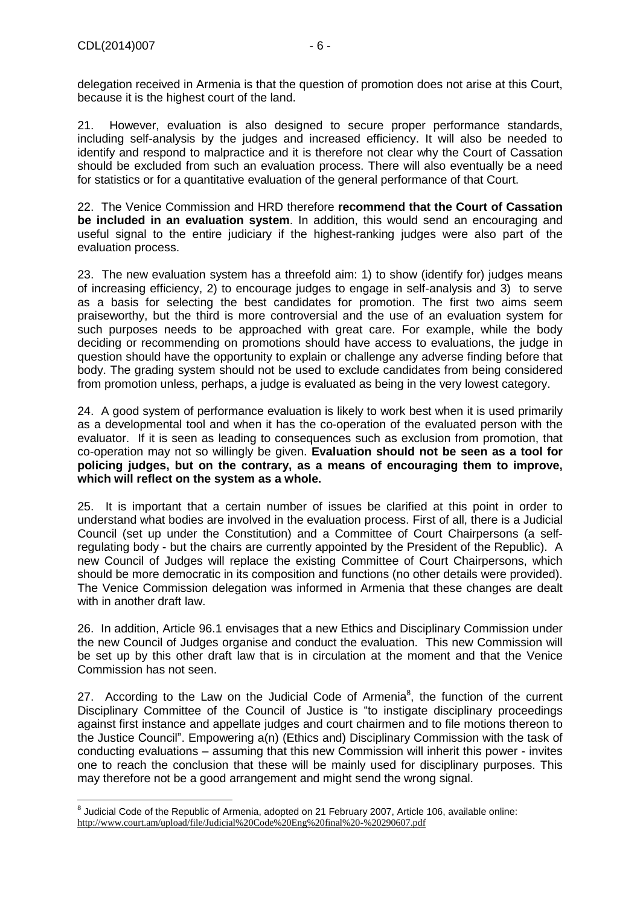delegation received in Armenia is that the question of promotion does not arise at this Court, because it is the highest court of the land.

21. However, evaluation is also designed to secure proper performance standards, including self-analysis by the judges and increased efficiency. It will also be needed to identify and respond to malpractice and it is therefore not clear why the Court of Cassation should be excluded from such an evaluation process. There will also eventually be a need for statistics or for a quantitative evaluation of the general performance of that Court.

22. The Venice Commission and HRD therefore **recommend that the Court of Cassation be included in an evaluation system**. In addition, this would send an encouraging and useful signal to the entire judiciary if the highest-ranking judges were also part of the evaluation process.

23. The new evaluation system has a threefold aim: 1) to show (identify for) judges means of increasing efficiency, 2) to encourage judges to engage in self-analysis and 3) to serve as a basis for selecting the best candidates for promotion. The first two aims seem praiseworthy, but the third is more controversial and the use of an evaluation system for such purposes needs to be approached with great care. For example, while the body deciding or recommending on promotions should have access to evaluations, the judge in question should have the opportunity to explain or challenge any adverse finding before that body. The grading system should not be used to exclude candidates from being considered from promotion unless, perhaps, a judge is evaluated as being in the very lowest category.

24. A good system of performance evaluation is likely to work best when it is used primarily as a developmental tool and when it has the co-operation of the evaluated person with the evaluator. If it is seen as leading to consequences such as exclusion from promotion, that co-operation may not so willingly be given. **Evaluation should not be seen as a tool for policing judges, but on the contrary, as a means of encouraging them to improve, which will reflect on the system as a whole.**

25. It is important that a certain number of issues be clarified at this point in order to understand what bodies are involved in the evaluation process. First of all, there is a Judicial Council (set up under the Constitution) and a Committee of Court Chairpersons (a self-regulating body - but the chairs are currently appointed by the President of the Republic). A new Council of Judges will replace the existing Committee of Court Chairpersons, which should be more democratic in its composition and functions (no other details were provided). The Venice Commission delegation was informed in Armenia that these changes are dealt with in another draft law.

26. In addition, Article 96.1 envisages that a new Ethics and Disciplinary Commission under the new Council of Judges organise and conduct the evaluation. This new Commission will be set up by this other draft law that is in circulation at the moment and that the Venice Commission has not seen.

27. According to the Law on the Judicial Code of Armenia[8], the function of the current Disciplinary Committee of the Council of Justice is "to instigate disciplinary proceedings against first instance and appellate judges and court chairmen and to file motions thereon to the Justice Council". Empowering a(n) (Ethics and) Disciplinary Commission with the task of conducting evaluations – assuming that this new Commission will inherit this power - invites one to reach the conclusion that these will be mainly used for disciplinary purposes. This may therefore not be a good arrangement and might send the wrong signal.

---

[8] Judicial Code of the Republic of Armenia, adopted on 21 February 2007, Article 106, available online: http://www.court.am/upload/file/Judicial%20Code%20Eng%20final%20-%20290607.pdf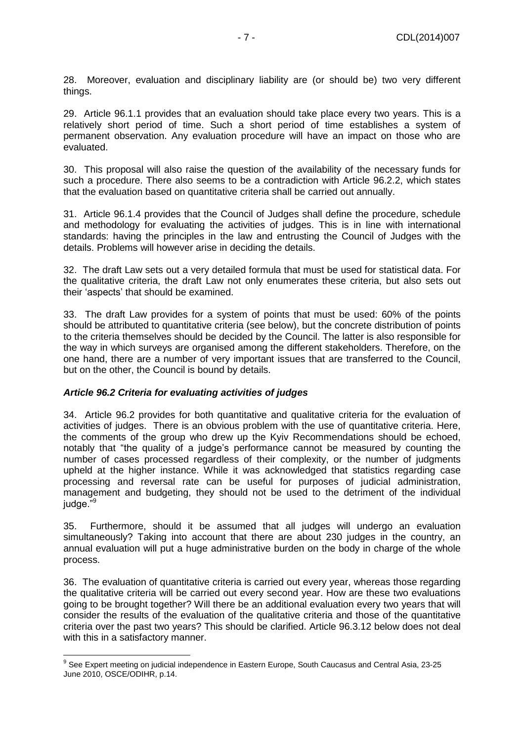28. Moreover, evaluation and disciplinary liability are (or should be) two very different things.

29. Article 96.1.1 provides that an evaluation should take place every two years. This is a relatively short period of time. Such a short period of time establishes a system of permanent observation. Any evaluation procedure will have an impact on those who are evaluated.

30. This proposal will also raise the question of the availability of the necessary funds for such a procedure. There also seems to be a contradiction with Article 96.2.2, which states that the evaluation based on quantitative criteria shall be carried out annually.

31. Article 96.1.4 provides that the Council of Judges shall define the procedure, schedule and methodology for evaluating the activities of judges. This is in line with international standards: having the principles in the law and entrusting the Council of Judges with the details. Problems will however arise in deciding the details.

32. The draft Law sets out a very detailed formula that must be used for statistical data. For the qualitative criteria, the draft Law not only enumerates these criteria, but also sets out their 'aspects' that should be examined.

33. The draft Law provides for a system of points that must be used: 60% of the points should be attributed to quantitative criteria (see below), but the concrete distribution of points to the criteria themselves should be decided by the Council. The latter is also responsible for the way in which surveys are organised among the different stakeholders. Therefore, on the one hand, there are a number of very important issues that are transferred to the Council, but on the other, the Council is bound by details.

### *Article 96.2 Criteria for evaluating activities of judges*

34. Article 96.2 provides for both quantitative and qualitative criteria for the evaluation of activities of judges. There is an obvious problem with the use of quantitative criteria. Here, the comments of the group who drew up the Kyiv Recommendations should be echoed, notably that "the quality of a judge's performance cannot be measured by counting the number of cases processed regardless of their complexity, or the number of judgments upheld at the higher instance. While it was acknowledged that statistics regarding case processing and reversal rate can be useful for purposes of judicial administration, management and budgeting, they should not be used to the detriment of the individual judge."[9]

35. Furthermore, should it be assumed that all judges will undergo an evaluation simultaneously? Taking into account that there are about 230 judges in the country, an annual evaluation will put a huge administrative burden on the body in charge of the whole process.

36. The evaluation of quantitative criteria is carried out every year, whereas those regarding the qualitative criteria will be carried out every second year. How are these two evaluations going to be brought together? Will there be an additional evaluation every two years that will consider the results of the evaluation of the qualitative criteria and those of the quantitative criteria over the past two years? This should be clarified. Article 96.3.12 below does not deal with this in a satisfactory manner.

---

[9] See Expert meeting on judicial independence in Eastern Europe, South Caucasus and Central Asia, 23-25 June 2010, OSCE/ODIHR, p.14.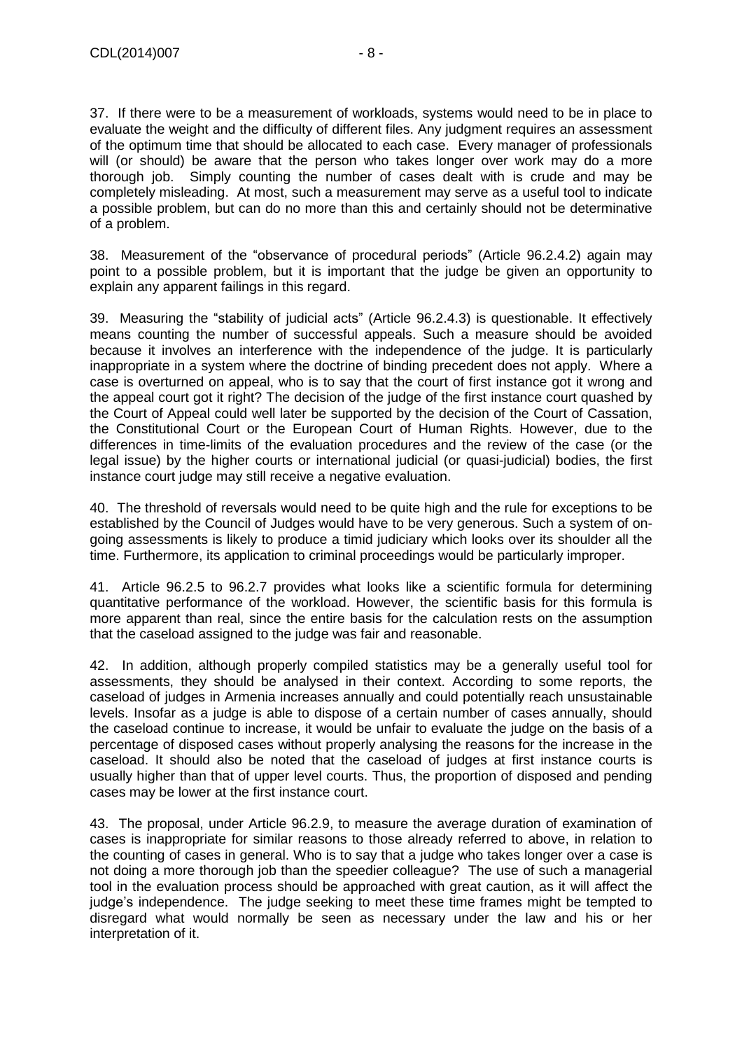37. If there were to be a measurement of workloads, systems would need to be in place to evaluate the weight and the difficulty of different files. Any judgment requires an assessment of the optimum time that should be allocated to each case. Every manager of professionals will (or should) be aware that the person who takes longer over work may do a more thorough job. Simply counting the number of cases dealt with is crude and may be completely misleading. At most, such a measurement may serve as a useful tool to indicate a possible problem, but can do no more than this and certainly should not be determinative of a problem.

38. Measurement of the "observance of procedural periods" (Article 96.2.4.2) again may point to a possible problem, but it is important that the judge be given an opportunity to explain any apparent failings in this regard.

39. Measuring the "stability of judicial acts" (Article 96.2.4.3) is questionable. It effectively means counting the number of successful appeals. Such a measure should be avoided because it involves an interference with the independence of the judge. It is particularly inappropriate in a system where the doctrine of binding precedent does not apply. Where a case is overturned on appeal, who is to say that the court of first instance got it wrong and the appeal court got it right? The decision of the judge of the first instance court quashed by the Court of Appeal could well later be supported by the decision of the Court of Cassation, the Constitutional Court or the European Court of Human Rights. However, due to the differences in time-limits of the evaluation procedures and the review of the case (or the legal issue) by the higher courts or international judicial (or quasi-judicial) bodies, the first instance court judge may still receive a negative evaluation.

40. The threshold of reversals would need to be quite high and the rule for exceptions to be established by the Council of Judges would have to be very generous. Such a system of on-going assessments is likely to produce a timid judiciary which looks over its shoulder all the time. Furthermore, its application to criminal proceedings would be particularly improper.

41. Article 96.2.5 to 96.2.7 provides what looks like a scientific formula for determining quantitative performance of the workload. However, the scientific basis for this formula is more apparent than real, since the entire basis for the calculation rests on the assumption that the caseload assigned to the judge was fair and reasonable.

42. In addition, although properly compiled statistics may be a generally useful tool for assessments, they should be analysed in their context. According to some reports, the caseload of judges in Armenia increases annually and could potentially reach unsustainable levels. Insofar as a judge is able to dispose of a certain number of cases annually, should the caseload continue to increase, it would be unfair to evaluate the judge on the basis of a percentage of disposed cases without properly analysing the reasons for the increase in the caseload. It should also be noted that the caseload of judges at first instance courts is usually higher than that of upper level courts. Thus, the proportion of disposed and pending cases may be lower at the first instance court.

43. The proposal, under Article 96.2.9, to measure the average duration of examination of cases is inappropriate for similar reasons to those already referred to above, in relation to the counting of cases in general. Who is to say that a judge who takes longer over a case is not doing a more thorough job than the speedier colleague? The use of such a managerial tool in the evaluation process should be approached with great caution, as it will affect the judge's independence. The judge seeking to meet these time frames might be tempted to disregard what would normally be seen as necessary under the law and his or her interpretation of it.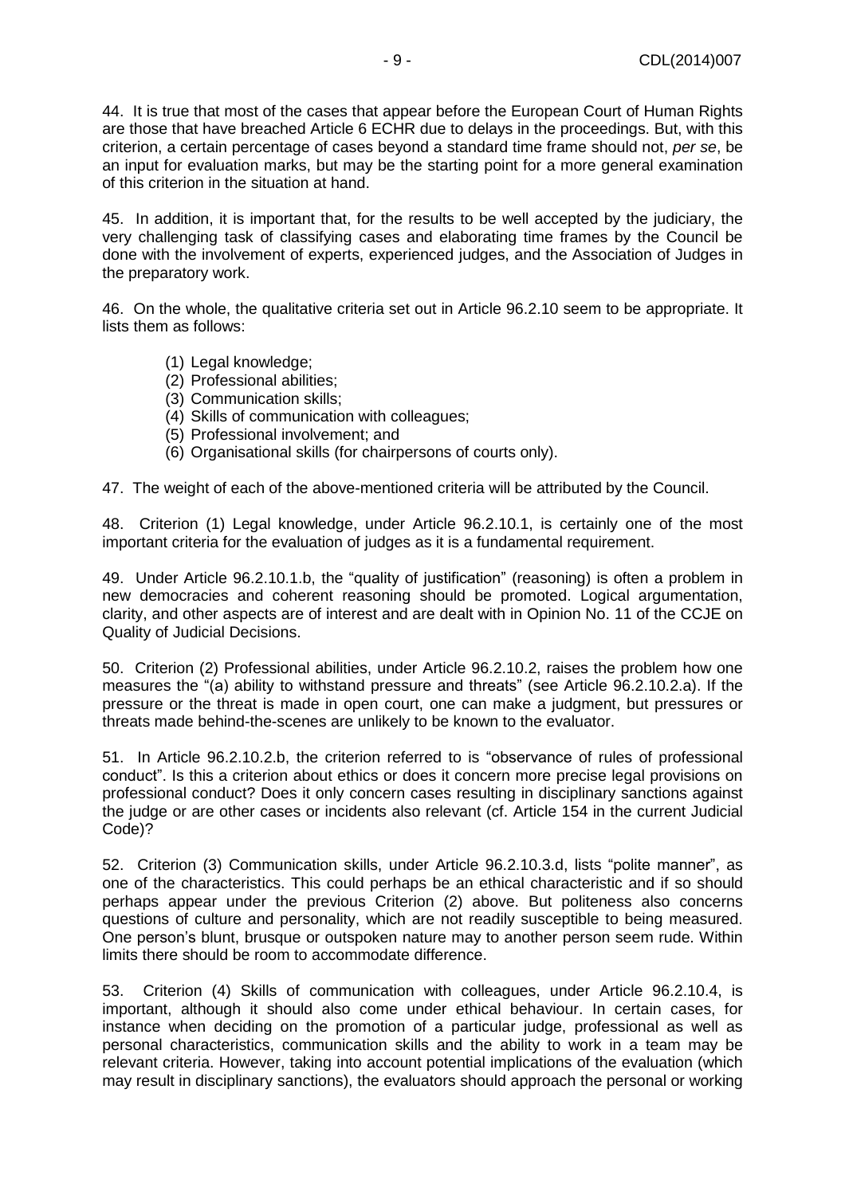44. It is true that most of the cases that appear before the European Court of Human Rights are those that have breached Article 6 ECHR due to delays in the proceedings. But, with this criterion, a certain percentage of cases beyond a standard time frame should not, *per se*, be an input for evaluation marks, but may be the starting point for a more general examination of this criterion in the situation at hand.

45. In addition, it is important that, for the results to be well accepted by the judiciary, the very challenging task of classifying cases and elaborating time frames by the Council be done with the involvement of experts, experienced judges, and the Association of Judges in the preparatory work.

46. On the whole, the qualitative criteria set out in Article 96.2.10 seem to be appropriate. It lists them as follows:

(1) Legal knowledge;
(2) Professional abilities;
(3) Communication skills;
(4) Skills of communication with colleagues;
(5) Professional involvement; and
(6) Organisational skills (for chairpersons of courts only).

47. The weight of each of the above-mentioned criteria will be attributed by the Council.

48. Criterion (1) Legal knowledge, under Article 96.2.10.1, is certainly one of the most important criteria for the evaluation of judges as it is a fundamental requirement.

49. Under Article 96.2.10.1.b, the "quality of justification" (reasoning) is often a problem in new democracies and coherent reasoning should be promoted. Logical argumentation, clarity, and other aspects are of interest and are dealt with in Opinion No. 11 of the CCJE on Quality of Judicial Decisions.

50. Criterion (2) Professional abilities, under Article 96.2.10.2, raises the problem how one measures the "(a) ability to withstand pressure and threats" (see Article 96.2.10.2.a). If the pressure or the threat is made in open court, one can make a judgment, but pressures or threats made behind-the-scenes are unlikely to be known to the evaluator.

51. In Article 96.2.10.2.b, the criterion referred to is "observance of rules of professional conduct". Is this a criterion about ethics or does it concern more precise legal provisions on professional conduct? Does it only concern cases resulting in disciplinary sanctions against the judge or are other cases or incidents also relevant (cf. Article 154 in the current Judicial Code)?

52. Criterion (3) Communication skills, under Article 96.2.10.3.d, lists "polite manner", as one of the characteristics. This could perhaps be an ethical characteristic and if so should perhaps appear under the previous Criterion (2) above. But politeness also concerns questions of culture and personality, which are not readily susceptible to being measured. One person's blunt, brusque or outspoken nature may to another person seem rude. Within limits there should be room to accommodate difference.

53. Criterion (4) Skills of communication with colleagues, under Article 96.2.10.4, is important, although it should also come under ethical behaviour. In certain cases, for instance when deciding on the promotion of a particular judge, professional as well as personal characteristics, communication skills and the ability to work in a team may be relevant criteria. However, taking into account potential implications of the evaluation (which may result in disciplinary sanctions), the evaluators should approach the personal or working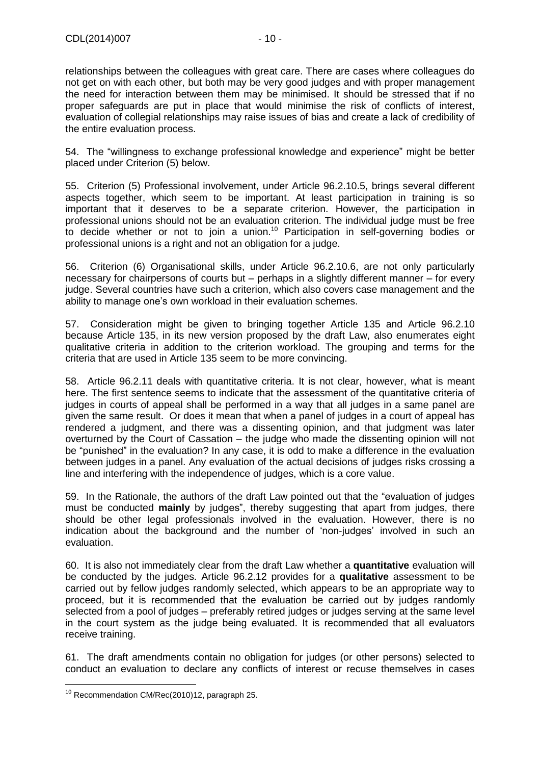relationships between the colleagues with great care. There are cases where colleagues do not get on with each other, but both may be very good judges and with proper management the need for interaction between them may be minimised. It should be stressed that if no proper safeguards are put in place that would minimise the risk of conflicts of interest, evaluation of collegial relationships may raise issues of bias and create a lack of credibility of the entire evaluation process.

54. The "willingness to exchange professional knowledge and experience" might be better placed under Criterion (5) below.

55. Criterion (5) Professional involvement, under Article 96.2.10.5, brings several different aspects together, which seem to be important. At least participation in training is so important that it deserves to be a separate criterion. However, the participation in professional unions should not be an evaluation criterion. The individual judge must be free to decide whether or not to join a union.[10] Participation in self-governing bodies or professional unions is a right and not an obligation for a judge.

56. Criterion (6) Organisational skills, under Article 96.2.10.6, are not only particularly necessary for chairpersons of courts but – perhaps in a slightly different manner – for every judge. Several countries have such a criterion, which also covers case management and the ability to manage one's own workload in their evaluation schemes.

57. Consideration might be given to bringing together Article 135 and Article 96.2.10 because Article 135, in its new version proposed by the draft Law, also enumerates eight qualitative criteria in addition to the criterion workload. The grouping and terms for the criteria that are used in Article 135 seem to be more convincing.

58. Article 96.2.11 deals with quantitative criteria. It is not clear, however, what is meant here. The first sentence seems to indicate that the assessment of the quantitative criteria of judges in courts of appeal shall be performed in a way that all judges in a same panel are given the same result. Or does it mean that when a panel of judges in a court of appeal has rendered a judgment, and there was a dissenting opinion, and that judgment was later overturned by the Court of Cassation – the judge who made the dissenting opinion will not be "punished" in the evaluation? In any case, it is odd to make a difference in the evaluation between judges in a panel. Any evaluation of the actual decisions of judges risks crossing a line and interfering with the independence of judges, which is a core value.

59. In the Rationale, the authors of the draft Law pointed out that the "evaluation of judges must be conducted **mainly** by judges", thereby suggesting that apart from judges, there should be other legal professionals involved in the evaluation. However, there is no indication about the background and the number of 'non-judges' involved in such an evaluation.

60. It is also not immediately clear from the draft Law whether a **quantitative** evaluation will be conducted by the judges. Article 96.2.12 provides for a **qualitative** assessment to be carried out by fellow judges randomly selected, which appears to be an appropriate way to proceed, but it is recommended that the evaluation be carried out by judges randomly selected from a pool of judges – preferably retired judges or judges serving at the same level in the court system as the judge being evaluated. It is recommended that all evaluators receive training.

61. The draft amendments contain no obligation for judges (or other persons) selected to conduct an evaluation to declare any conflicts of interest or recuse themselves in cases

[10] Recommendation CM/Rec(2010)12, paragraph 25.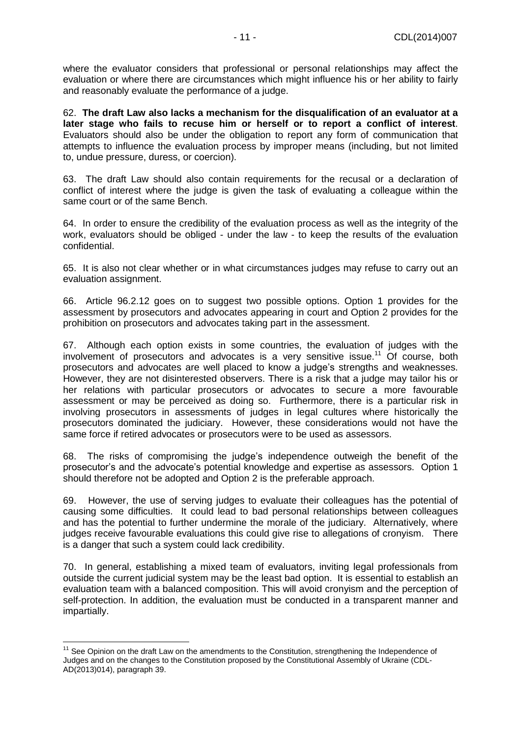where the evaluator considers that professional or personal relationships may affect the evaluation or where there are circumstances which might influence his or her ability to fairly and reasonably evaluate the performance of a judge.

62. **The draft Law also lacks a mechanism for the disqualification of an evaluator at a later stage who fails to recuse him or herself or to report a conflict of interest**. Evaluators should also be under the obligation to report any form of communication that attempts to influence the evaluation process by improper means (including, but not limited to, undue pressure, duress, or coercion).

63. The draft Law should also contain requirements for the recusal or a declaration of conflict of interest where the judge is given the task of evaluating a colleague within the same court or of the same Bench.

64. In order to ensure the credibility of the evaluation process as well as the integrity of the work, evaluators should be obliged - under the law - to keep the results of the evaluation confidential.

65. It is also not clear whether or in what circumstances judges may refuse to carry out an evaluation assignment.

66. Article 96.2.12 goes on to suggest two possible options. Option 1 provides for the assessment by prosecutors and advocates appearing in court and Option 2 provides for the prohibition on prosecutors and advocates taking part in the assessment.

67. Although each option exists in some countries, the evaluation of judges with the involvement of prosecutors and advocates is a very sensitive issue.[11] Of course, both prosecutors and advocates are well placed to know a judge's strengths and weaknesses. However, they are not disinterested observers. There is a risk that a judge may tailor his or her relations with particular prosecutors or advocates to secure a more favourable assessment or may be perceived as doing so. Furthermore, there is a particular risk in involving prosecutors in assessments of judges in legal cultures where historically the prosecutors dominated the judiciary. However, these considerations would not have the same force if retired advocates or prosecutors were to be used as assessors.

68. The risks of compromising the judge's independence outweigh the benefit of the prosecutor's and the advocate's potential knowledge and expertise as assessors. Option 1 should therefore not be adopted and Option 2 is the preferable approach.

69. However, the use of serving judges to evaluate their colleagues has the potential of causing some difficulties. It could lead to bad personal relationships between colleagues and has the potential to further undermine the morale of the judiciary. Alternatively, where judges receive favourable evaluations this could give rise to allegations of cronyism. There is a danger that such a system could lack credibility.

70. In general, establishing a mixed team of evaluators, inviting legal professionals from outside the current judicial system may be the least bad option. It is essential to establish an evaluation team with a balanced composition. This will avoid cronyism and the perception of self-protection. In addition, the evaluation must be conducted in a transparent manner and impartially.

---

[11] See Opinion on the draft Law on the amendments to the Constitution, strengthening the Independence of Judges and on the changes to the Constitution proposed by the Constitutional Assembly of Ukraine (CDL-AD(2013)014), paragraph 39.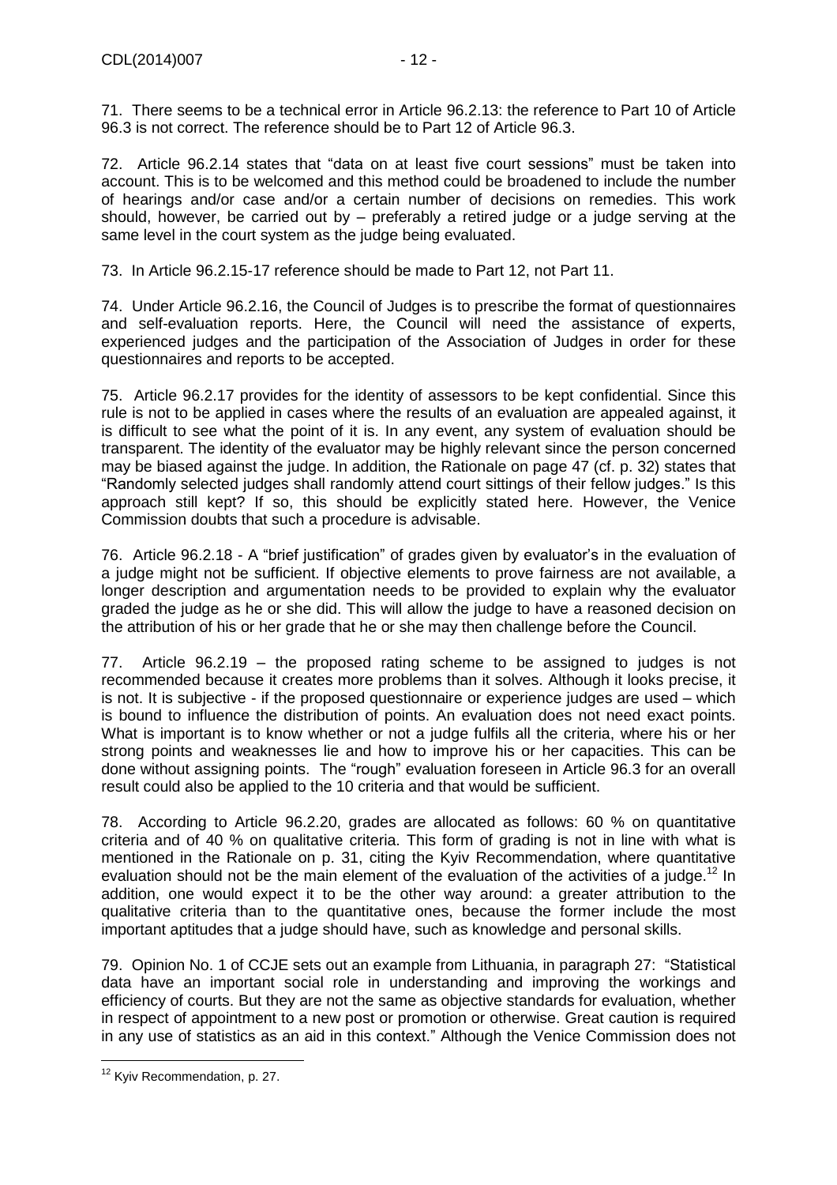71. There seems to be a technical error in Article 96.2.13: the reference to Part 10 of Article 96.3 is not correct. The reference should be to Part 12 of Article 96.3.

72. Article 96.2.14 states that "data on at least five court sessions" must be taken into account. This is to be welcomed and this method could be broadened to include the number of hearings and/or case and/or a certain number of decisions on remedies. This work should, however, be carried out by – preferably a retired judge or a judge serving at the same level in the court system as the judge being evaluated.

73. In Article 96.2.15-17 reference should be made to Part 12, not Part 11.

74. Under Article 96.2.16, the Council of Judges is to prescribe the format of questionnaires and self-evaluation reports. Here, the Council will need the assistance of experts, experienced judges and the participation of the Association of Judges in order for these questionnaires and reports to be accepted.

75. Article 96.2.17 provides for the identity of assessors to be kept confidential. Since this rule is not to be applied in cases where the results of an evaluation are appealed against, it is difficult to see what the point of it is. In any event, any system of evaluation should be transparent. The identity of the evaluator may be highly relevant since the person concerned may be biased against the judge. In addition, the Rationale on page 47 (cf. p. 32) states that "Randomly selected judges shall randomly attend court sittings of their fellow judges." Is this approach still kept? If so, this should be explicitly stated here. However, the Venice Commission doubts that such a procedure is advisable.

76. Article 96.2.18 - A "brief justification" of grades given by evaluator's in the evaluation of a judge might not be sufficient. If objective elements to prove fairness are not available, a longer description and argumentation needs to be provided to explain why the evaluator graded the judge as he or she did. This will allow the judge to have a reasoned decision on the attribution of his or her grade that he or she may then challenge before the Council.

77. Article 96.2.19 – the proposed rating scheme to be assigned to judges is not recommended because it creates more problems than it solves. Although it looks precise, it is not. It is subjective - if the proposed questionnaire or experience judges are used – which is bound to influence the distribution of points. An evaluation does not need exact points. What is important is to know whether or not a judge fulfils all the criteria, where his or her strong points and weaknesses lie and how to improve his or her capacities. This can be done without assigning points. The "rough" evaluation foreseen in Article 96.3 for an overall result could also be applied to the 10 criteria and that would be sufficient.

78. According to Article 96.2.20, grades are allocated as follows: 60 % on quantitative criteria and of 40 % on qualitative criteria. This form of grading is not in line with what is mentioned in the Rationale on p. 31, citing the Kyiv Recommendation, where quantitative evaluation should not be the main element of the evaluation of the activities of a judge.[12] In addition, one would expect it to be the other way around: a greater attribution to the qualitative criteria than to the quantitative ones, because the former include the most important aptitudes that a judge should have, such as knowledge and personal skills.

79. Opinion No. 1 of CCJE sets out an example from Lithuania, in paragraph 27: "Statistical data have an important social role in understanding and improving the workings and efficiency of courts. But they are not the same as objective standards for evaluation, whether in respect of appointment to a new post or promotion or otherwise. Great caution is required in any use of statistics as an aid in this context." Although the Venice Commission does not

[12] Kyiv Recommendation, p. 27.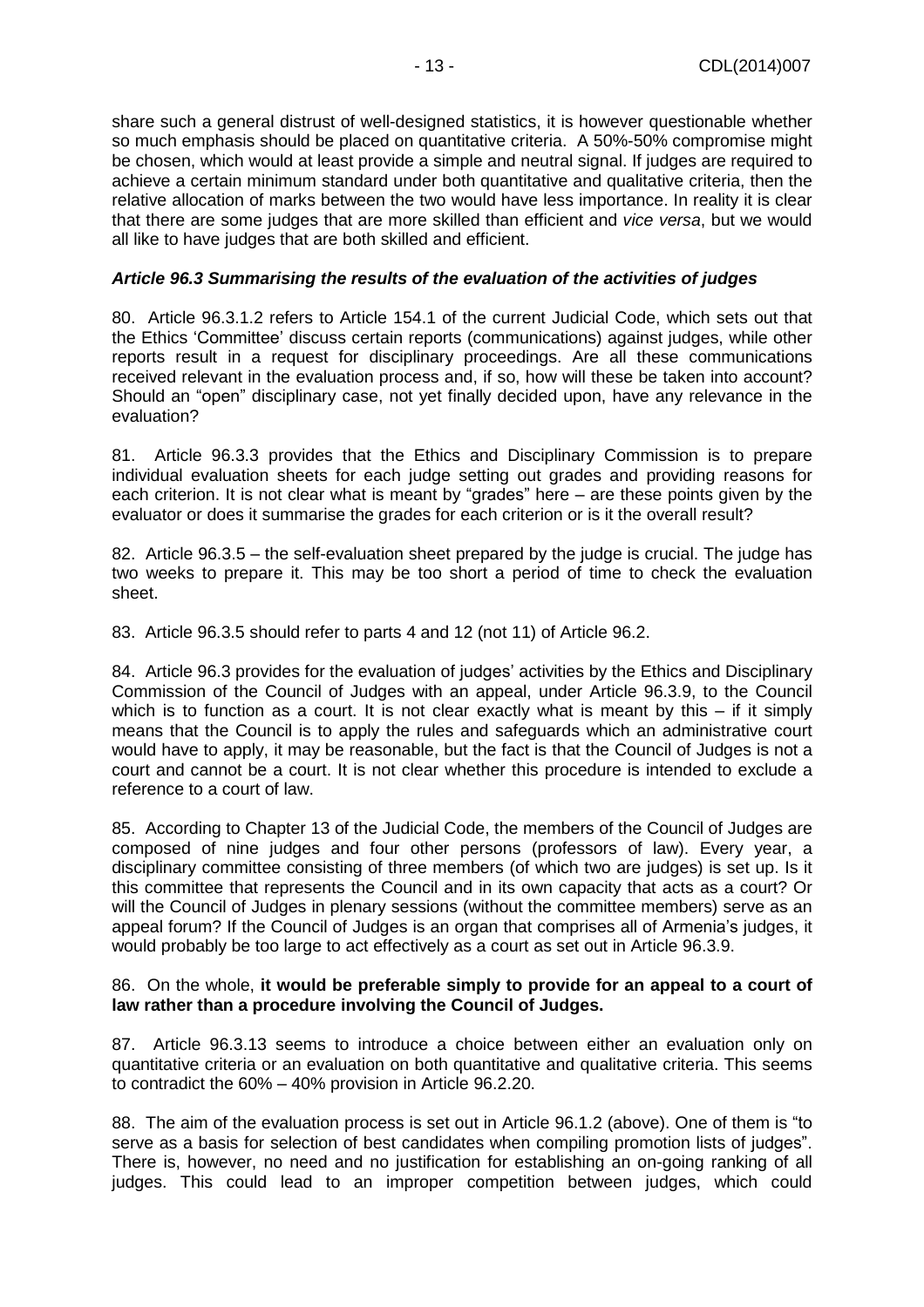share such a general distrust of well-designed statistics, it is however questionable whether so much emphasis should be placed on quantitative criteria. A 50%-50% compromise might be chosen, which would at least provide a simple and neutral signal. If judges are required to achieve a certain minimum standard under both quantitative and qualitative criteria, then the relative allocation of marks between the two would have less importance. In reality it is clear that there are some judges that are more skilled than efficient and *vice versa*, but we would all like to have judges that are both skilled and efficient.

### *Article 96.3 Summarising the results of the evaluation of the activities of judges*

80. Article 96.3.1.2 refers to Article 154.1 of the current Judicial Code, which sets out that the Ethics 'Committee' discuss certain reports (communications) against judges, while other reports result in a request for disciplinary proceedings. Are all these communications received relevant in the evaluation process and, if so, how will these be taken into account? Should an "open" disciplinary case, not yet finally decided upon, have any relevance in the evaluation?

81. Article 96.3.3 provides that the Ethics and Disciplinary Commission is to prepare individual evaluation sheets for each judge setting out grades and providing reasons for each criterion. It is not clear what is meant by "grades" here – are these points given by the evaluator or does it summarise the grades for each criterion or is it the overall result?

82. Article 96.3.5 – the self-evaluation sheet prepared by the judge is crucial. The judge has two weeks to prepare it. This may be too short a period of time to check the evaluation sheet.

83. Article 96.3.5 should refer to parts 4 and 12 (not 11) of Article 96.2.

84. Article 96.3 provides for the evaluation of judges' activities by the Ethics and Disciplinary Commission of the Council of Judges with an appeal, under Article 96.3.9, to the Council which is to function as a court. It is not clear exactly what is meant by this – if it simply means that the Council is to apply the rules and safeguards which an administrative court would have to apply, it may be reasonable, but the fact is that the Council of Judges is not a court and cannot be a court. It is not clear whether this procedure is intended to exclude a reference to a court of law.

85. According to Chapter 13 of the Judicial Code, the members of the Council of Judges are composed of nine judges and four other persons (professors of law). Every year, a disciplinary committee consisting of three members (of which two are judges) is set up. Is it this committee that represents the Council and in its own capacity that acts as a court? Or will the Council of Judges in plenary sessions (without the committee members) serve as an appeal forum? If the Council of Judges is an organ that comprises all of Armenia's judges, it would probably be too large to act effectively as a court as set out in Article 96.3.9.

86. On the whole, **it would be preferable simply to provide for an appeal to a court of law rather than a procedure involving the Council of Judges.**

87. Article 96.3.13 seems to introduce a choice between either an evaluation only on quantitative criteria or an evaluation on both quantitative and qualitative criteria. This seems to contradict the 60% – 40% provision in Article 96.2.20.

88. The aim of the evaluation process is set out in Article 96.1.2 (above). One of them is "to serve as a basis for selection of best candidates when compiling promotion lists of judges". There is, however, no need and no justification for establishing an on-going ranking of all judges. This could lead to an improper competition between judges, which could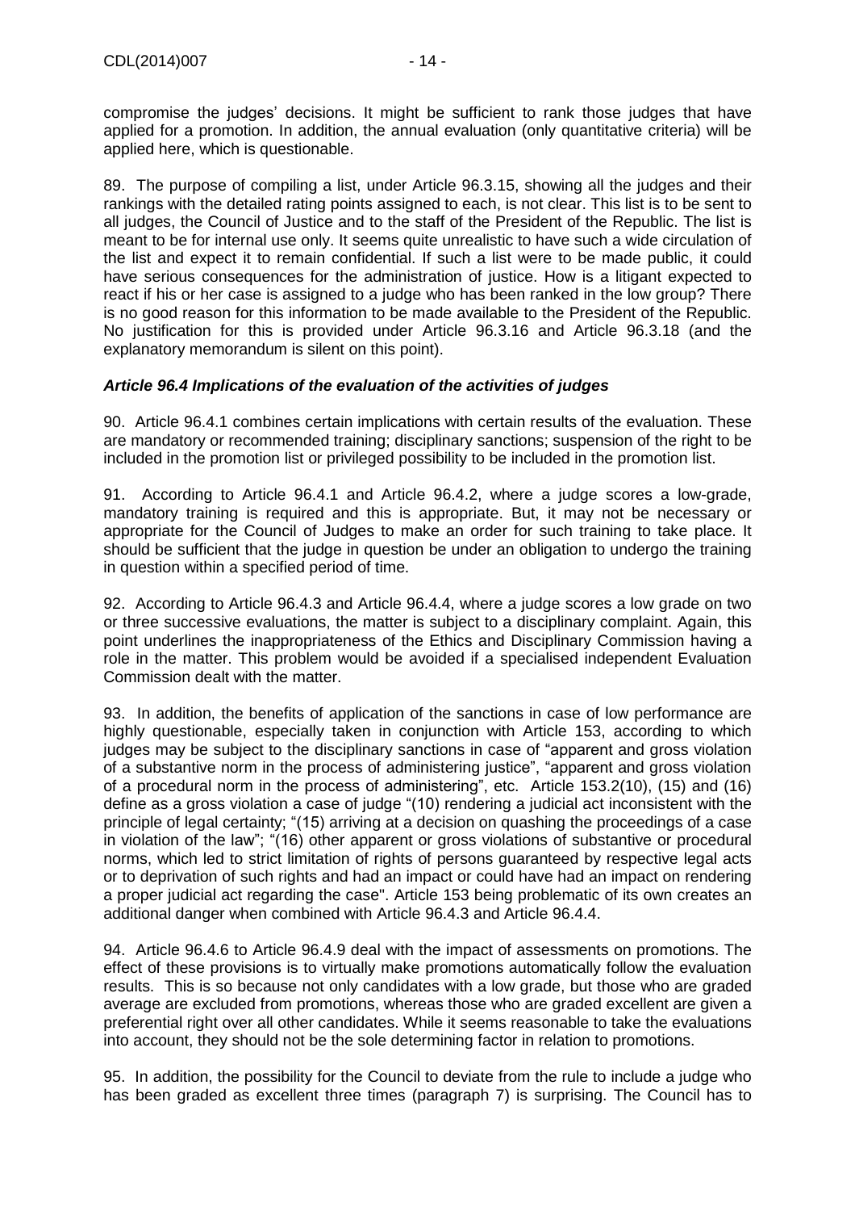compromise the judges' decisions. It might be sufficient to rank those judges that have applied for a promotion. In addition, the annual evaluation (only quantitative criteria) will be applied here, which is questionable.

89. The purpose of compiling a list, under Article 96.3.15, showing all the judges and their rankings with the detailed rating points assigned to each, is not clear. This list is to be sent to all judges, the Council of Justice and to the staff of the President of the Republic. The list is meant to be for internal use only. It seems quite unrealistic to have such a wide circulation of the list and expect it to remain confidential. If such a list were to be made public, it could have serious consequences for the administration of justice. How is a litigant expected to react if his or her case is assigned to a judge who has been ranked in the low group? There is no good reason for this information to be made available to the President of the Republic. No justification for this is provided under Article 96.3.16 and Article 96.3.18 (and the explanatory memorandum is silent on this point).

### *Article 96.4 Implications of the evaluation of the activities of judges*

90. Article 96.4.1 combines certain implications with certain results of the evaluation. These are mandatory or recommended training; disciplinary sanctions; suspension of the right to be included in the promotion list or privileged possibility to be included in the promotion list.

91. According to Article 96.4.1 and Article 96.4.2, where a judge scores a low-grade, mandatory training is required and this is appropriate. But, it may not be necessary or appropriate for the Council of Judges to make an order for such training to take place. It should be sufficient that the judge in question be under an obligation to undergo the training in question within a specified period of time.

92. According to Article 96.4.3 and Article 96.4.4, where a judge scores a low grade on two or three successive evaluations, the matter is subject to a disciplinary complaint. Again, this point underlines the inappropriateness of the Ethics and Disciplinary Commission having a role in the matter. This problem would be avoided if a specialised independent Evaluation Commission dealt with the matter.

93. In addition, the benefits of application of the sanctions in case of low performance are highly questionable, especially taken in conjunction with Article 153, according to which judges may be subject to the disciplinary sanctions in case of "apparent and gross violation of a substantive norm in the process of administering justice", "apparent and gross violation of a procedural norm in the process of administering", etc. Article 153.2(10), (15) and (16) define as a gross violation a case of judge "(10) rendering a judicial act inconsistent with the principle of legal certainty; "(15) arriving at a decision on quashing the proceedings of a case in violation of the law"; "(16) other apparent or gross violations of substantive or procedural norms, which led to strict limitation of rights of persons guaranteed by respective legal acts or to deprivation of such rights and had an impact or could have had an impact on rendering a proper judicial act regarding the case". Article 153 being problematic of its own creates an additional danger when combined with Article 96.4.3 and Article 96.4.4.

94. Article 96.4.6 to Article 96.4.9 deal with the impact of assessments on promotions. The effect of these provisions is to virtually make promotions automatically follow the evaluation results. This is so because not only candidates with a low grade, but those who are graded average are excluded from promotions, whereas those who are graded excellent are given a preferential right over all other candidates. While it seems reasonable to take the evaluations into account, they should not be the sole determining factor in relation to promotions.

95. In addition, the possibility for the Council to deviate from the rule to include a judge who has been graded as excellent three times (paragraph 7) is surprising. The Council has to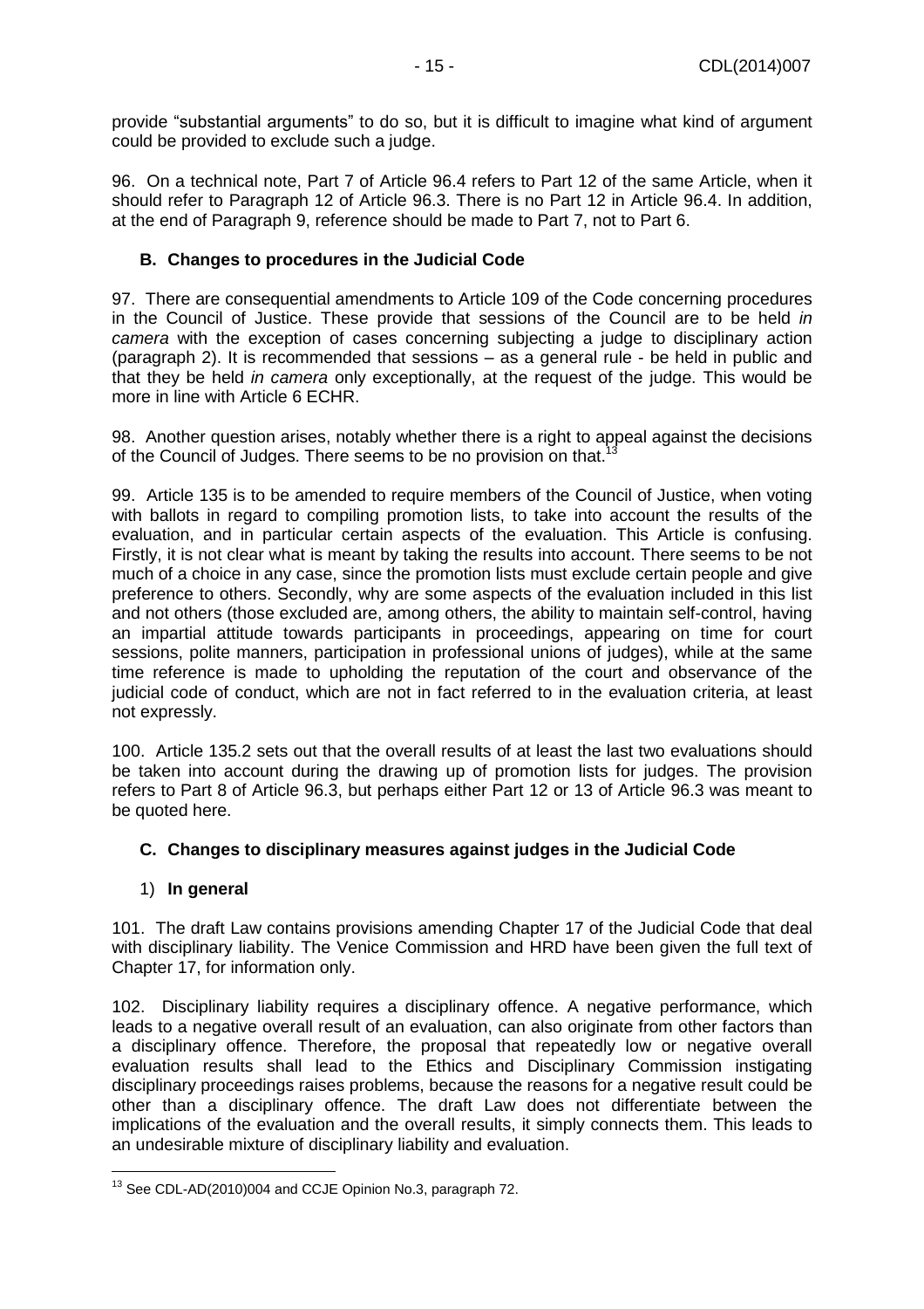provide "substantial arguments" to do so, but it is difficult to imagine what kind of argument could be provided to exclude such a judge.

96. On a technical note, Part 7 of Article 96.4 refers to Part 12 of the same Article, when it should refer to Paragraph 12 of Article 96.3. There is no Part 12 in Article 96.4. In addition, at the end of Paragraph 9, reference should be made to Part 7, not to Part 6.

### B. Changes to procedures in the Judicial Code

97. There are consequential amendments to Article 109 of the Code concerning procedures in the Council of Justice. These provide that sessions of the Council are to be held *in camera* with the exception of cases concerning subjecting a judge to disciplinary action (paragraph 2). It is recommended that sessions – as a general rule - be held in public and that they be held *in camera* only exceptionally, at the request of the judge. This would be more in line with Article 6 ECHR.

98. Another question arises, notably whether there is a right to appeal against the decisions of the Council of Judges. There seems to be no provision on that.[13]

99. Article 135 is to be amended to require members of the Council of Justice, when voting with ballots in regard to compiling promotion lists, to take into account the results of the evaluation, and in particular certain aspects of the evaluation. This Article is confusing. Firstly, it is not clear what is meant by taking the results into account. There seems to be not much of a choice in any case, since the promotion lists must exclude certain people and give preference to others. Secondly, why are some aspects of the evaluation included in this list and not others (those excluded are, among others, the ability to maintain self-control, having an impartial attitude towards participants in proceedings, appearing on time for court sessions, polite manners, participation in professional unions of judges), while at the same time reference is made to upholding the reputation of the court and observance of the judicial code of conduct, which are not in fact referred to in the evaluation criteria, at least not expressly.

100. Article 135.2 sets out that the overall results of at least the last two evaluations should be taken into account during the drawing up of promotion lists for judges. The provision refers to Part 8 of Article 96.3, but perhaps either Part 12 or 13 of Article 96.3 was meant to be quoted here.

### C. Changes to disciplinary measures against judges in the Judicial Code

#### 1) In general

101. The draft Law contains provisions amending Chapter 17 of the Judicial Code that deal with disciplinary liability. The Venice Commission and HRD have been given the full text of Chapter 17, for information only.

102. Disciplinary liability requires a disciplinary offence. A negative performance, which leads to a negative overall result of an evaluation, can also originate from other factors than a disciplinary offence. Therefore, the proposal that repeatedly low or negative overall evaluation results shall lead to the Ethics and Disciplinary Commission instigating disciplinary proceedings raises problems, because the reasons for a negative result could be other than a disciplinary offence. The draft Law does not differentiate between the implications of the evaluation and the overall results, it simply connects them. This leads to an undesirable mixture of disciplinary liability and evaluation.

---

[13] See CDL-AD(2010)004 and CCJE Opinion No.3, paragraph 72.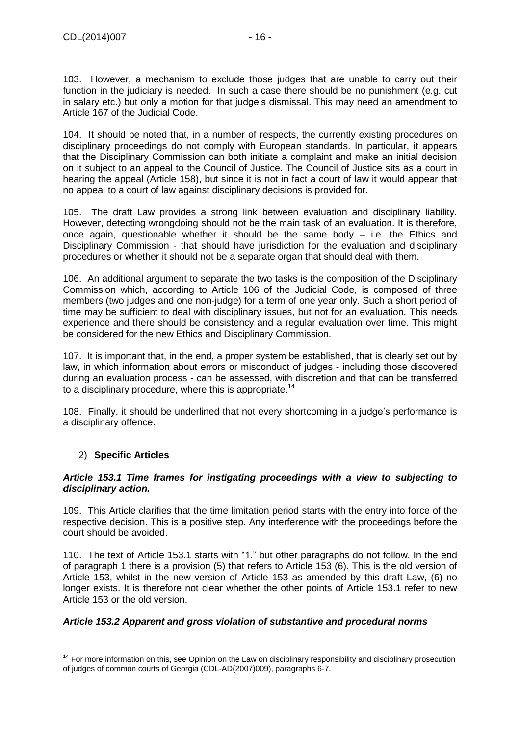103. However, a mechanism to exclude those judges that are unable to carry out their function in the judiciary is needed. In such a case there should be no punishment (e.g. cut in salary etc.) but only a motion for that judge's dismissal. This may need an amendment to Article 167 of the Judicial Code.

104. It should be noted that, in a number of respects, the currently existing procedures on disciplinary proceedings do not comply with European standards. In particular, it appears that the Disciplinary Commission can both initiate a complaint and make an initial decision on it subject to an appeal to the Council of Justice. The Council of Justice sits as a court in hearing the appeal (Article 158), but since it is not in fact a court of law it would appear that no appeal to a court of law against disciplinary decisions is provided for.

105. The draft Law provides a strong link between evaluation and disciplinary liability. However, detecting wrongdoing should not be the main task of an evaluation. It is therefore, once again, questionable whether it should be the same body – i.e. the Ethics and Disciplinary Commission - that should have jurisdiction for the evaluation and disciplinary procedures or whether it should not be a separate organ that should deal with them.

106. An additional argument to separate the two tasks is the composition of the Disciplinary Commission which, according to Article 106 of the Judicial Code, is composed of three members (two judges and one non-judge) for a term of one year only. Such a short period of time may be sufficient to deal with disciplinary issues, but not for an evaluation. This needs experience and there should be consistency and a regular evaluation over time. This might be considered for the new Ethics and Disciplinary Commission.

107. It is important that, in the end, a proper system be established, that is clearly set out by law, in which information about errors or misconduct of judges - including those discovered during an evaluation process - can be assessed, with discretion and that can be transferred to a disciplinary procedure, where this is appropriate.[14]

108. Finally, it should be underlined that not every shortcoming in a judge's performance is a disciplinary offence.

## 2) **Specific Articles**

### ***Article 153.1 Time frames for instigating proceedings with a view to subjecting to disciplinary action.***

109. This Article clarifies that the time limitation period starts with the entry into force of the respective decision. This is a positive step. Any interference with the proceedings before the court should be avoided.

110. The text of Article 153.1 starts with "1." but other paragraphs do not follow. In the end of paragraph 1 there is a provision (5) that refers to Article 153 (6). This is the old version of Article 153, whilst in the new version of Article 153 as amended by this draft Law, (6) no longer exists. It is therefore not clear whether the other points of Article 153.1 refer to new Article 153 or the old version.

### ***Article 153.2 Apparent and gross violation of substantive and procedural norms***

---

[14] For more information on this, see Opinion on the Law on disciplinary responsibility and disciplinary prosecution of judges of common courts of Georgia (CDL-AD(2007)009), paragraphs 6-7.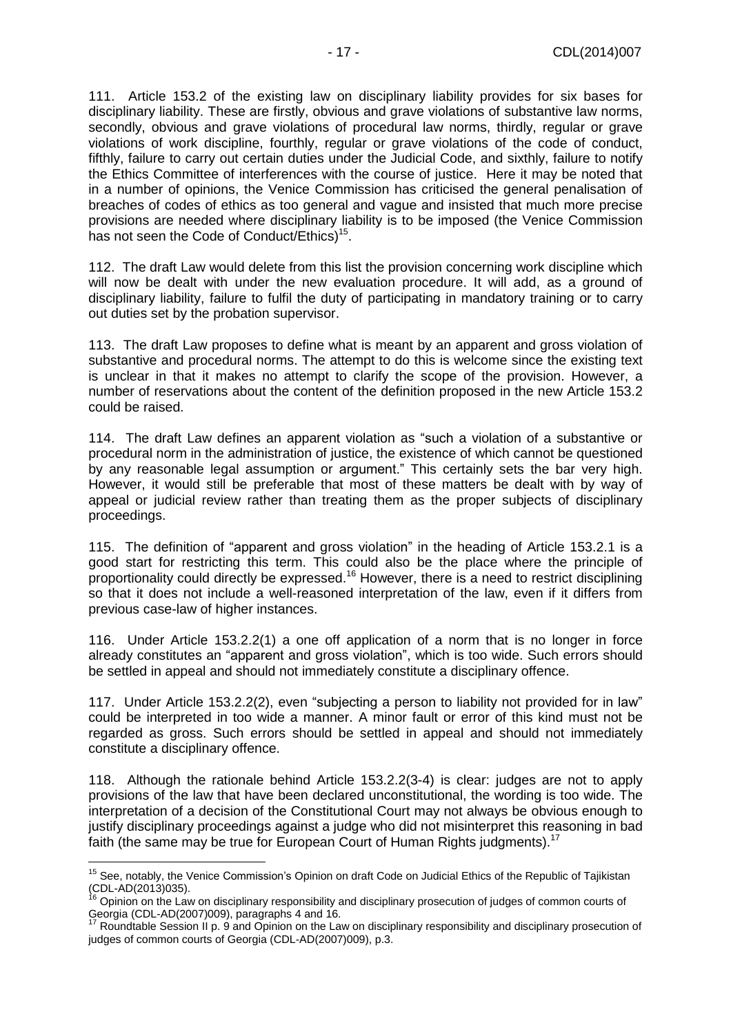111. Article 153.2 of the existing law on disciplinary liability provides for six bases for disciplinary liability. These are firstly, obvious and grave violations of substantive law norms, secondly, obvious and grave violations of procedural law norms, thirdly, regular or grave violations of work discipline, fourthly, regular or grave violations of the code of conduct, fifthly, failure to carry out certain duties under the Judicial Code, and sixthly, failure to notify the Ethics Committee of interferences with the course of justice. Here it may be noted that in a number of opinions, the Venice Commission has criticised the general penalisation of breaches of codes of ethics as too general and vague and insisted that much more precise provisions are needed where disciplinary liability is to be imposed (the Venice Commission has not seen the Code of Conduct/Ethics)[15].

112. The draft Law would delete from this list the provision concerning work discipline which will now be dealt with under the new evaluation procedure. It will add, as a ground of disciplinary liability, failure to fulfil the duty of participating in mandatory training or to carry out duties set by the probation supervisor.

113. The draft Law proposes to define what is meant by an apparent and gross violation of substantive and procedural norms. The attempt to do this is welcome since the existing text is unclear in that it makes no attempt to clarify the scope of the provision. However, a number of reservations about the content of the definition proposed in the new Article 153.2 could be raised.

114. The draft Law defines an apparent violation as "such a violation of a substantive or procedural norm in the administration of justice, the existence of which cannot be questioned by any reasonable legal assumption or argument." This certainly sets the bar very high. However, it would still be preferable that most of these matters be dealt with by way of appeal or judicial review rather than treating them as the proper subjects of disciplinary proceedings.

115. The definition of "apparent and gross violation" in the heading of Article 153.2.1 is a good start for restricting this term. This could also be the place where the principle of proportionality could directly be expressed.[16] However, there is a need to restrict disciplining so that it does not include a well-reasoned interpretation of the law, even if it differs from previous case-law of higher instances.

116. Under Article 153.2.2(1) a one off application of a norm that is no longer in force already constitutes an "apparent and gross violation", which is too wide. Such errors should be settled in appeal and should not immediately constitute a disciplinary offence.

117. Under Article 153.2.2(2), even "subjecting a person to liability not provided for in law" could be interpreted in too wide a manner. A minor fault or error of this kind must not be regarded as gross. Such errors should be settled in appeal and should not immediately constitute a disciplinary offence.

118. Although the rationale behind Article 153.2.2(3-4) is clear: judges are not to apply provisions of the law that have been declared unconstitutional, the wording is too wide. The interpretation of a decision of the Constitutional Court may not always be obvious enough to justify disciplinary proceedings against a judge who did not misinterpret this reasoning in bad faith (the same may be true for European Court of Human Rights judgments).[17]

---

[15] See, notably, the Venice Commission's Opinion on draft Code on Judicial Ethics of the Republic of Tajikistan (CDL-AD(2013)035).

[16] Opinion on the Law on disciplinary responsibility and disciplinary prosecution of judges of common courts of Georgia (CDL-AD(2007)009), paragraphs 4 and 16.

[17] Roundtable Session II p. 9 and Opinion on the Law on disciplinary responsibility and disciplinary prosecution of judges of common courts of Georgia (CDL-AD(2007)009), p.3.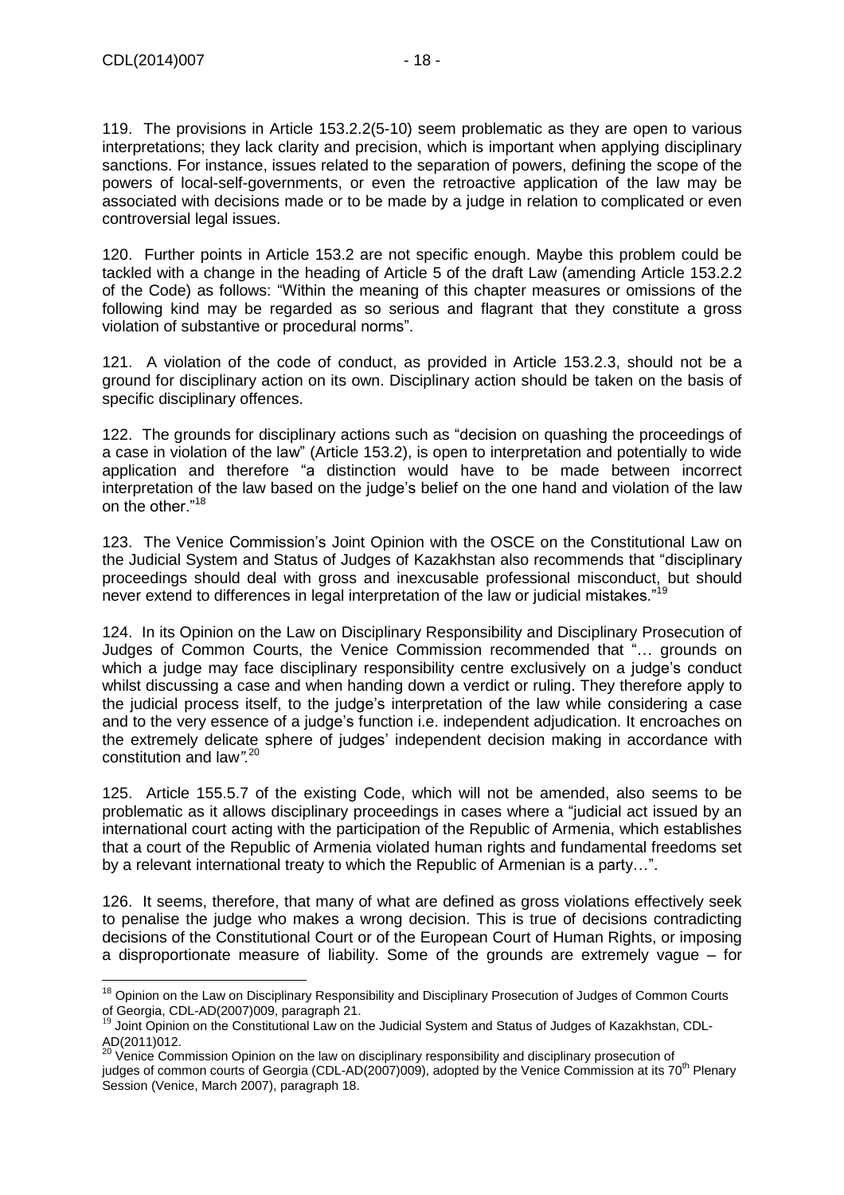119. The provisions in Article 153.2.2(5-10) seem problematic as they are open to various interpretations; they lack clarity and precision, which is important when applying disciplinary sanctions. For instance, issues related to the separation of powers, defining the scope of the powers of local-self-governments, or even the retroactive application of the law may be associated with decisions made or to be made by a judge in relation to complicated or even controversial legal issues.

120. Further points in Article 153.2 are not specific enough. Maybe this problem could be tackled with a change in the heading of Article 5 of the draft Law (amending Article 153.2.2 of the Code) as follows: "Within the meaning of this chapter measures or omissions of the following kind may be regarded as so serious and flagrant that they constitute a gross violation of substantive or procedural norms".

121. A violation of the code of conduct, as provided in Article 153.2.3, should not be a ground for disciplinary action on its own. Disciplinary action should be taken on the basis of specific disciplinary offences.

122. The grounds for disciplinary actions such as "decision on quashing the proceedings of a case in violation of the law" (Article 153.2), is open to interpretation and potentially to wide application and therefore "a distinction would have to be made between incorrect interpretation of the law based on the judge's belief on the one hand and violation of the law on the other."[18]

123. The Venice Commission's Joint Opinion with the OSCE on the Constitutional Law on the Judicial System and Status of Judges of Kazakhstan also recommends that "disciplinary proceedings should deal with gross and inexcusable professional misconduct, but should never extend to differences in legal interpretation of the law or judicial mistakes."[19]

124. In its Opinion on the Law on Disciplinary Responsibility and Disciplinary Prosecution of Judges of Common Courts, the Venice Commission recommended that "… grounds on which a judge may face disciplinary responsibility centre exclusively on a judge's conduct whilst discussing a case and when handing down a verdict or ruling. They therefore apply to the judicial process itself, to the judge's interpretation of the law while considering a case and to the very essence of a judge's function i.e. independent adjudication. It encroaches on the extremely delicate sphere of judges' independent decision making in accordance with constitution and law".[20]

125. Article 155.5.7 of the existing Code, which will not be amended, also seems to be problematic as it allows disciplinary proceedings in cases where a "judicial act issued by an international court acting with the participation of the Republic of Armenia, which establishes that a court of the Republic of Armenia violated human rights and fundamental freedoms set by a relevant international treaty to which the Republic of Armenian is a party…".

126. It seems, therefore, that many of what are defined as gross violations effectively seek to penalise the judge who makes a wrong decision. This is true of decisions contradicting decisions of the Constitutional Court or of the European Court of Human Rights, or imposing a disproportionate measure of liability. Some of the grounds are extremely vague – for

---

[18] Opinion on the Law on Disciplinary Responsibility and Disciplinary Prosecution of Judges of Common Courts of Georgia, CDL-AD(2007)009, paragraph 21.

[19] Joint Opinion on the Constitutional Law on the Judicial System and Status of Judges of Kazakhstan, CDL-AD(2011)012.

[20] Venice Commission Opinion on the law on disciplinary responsibility and disciplinary prosecution of judges of common courts of Georgia (CDL-AD(2007)009), adopted by the Venice Commission at its 70th Plenary Session (Venice, March 2007), paragraph 18.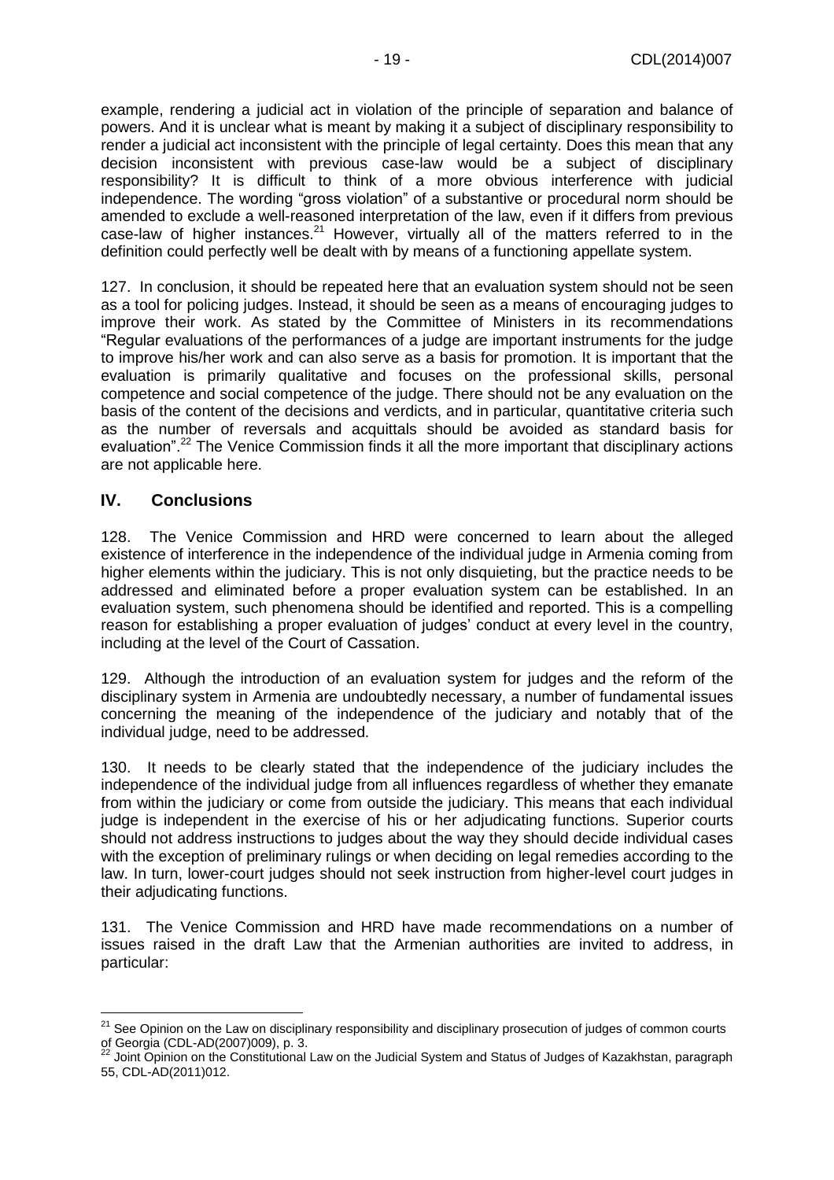example, rendering a judicial act in violation of the principle of separation and balance of powers. And it is unclear what is meant by making it a subject of disciplinary responsibility to render a judicial act inconsistent with the principle of legal certainty. Does this mean that any decision inconsistent with previous case-law would be a subject of disciplinary responsibility? It is difficult to think of a more obvious interference with judicial independence. The wording "gross violation" of a substantive or procedural norm should be amended to exclude a well-reasoned interpretation of the law, even if it differs from previous case-law of higher instances.[21] However, virtually all of the matters referred to in the definition could perfectly well be dealt with by means of a functioning appellate system.

127. In conclusion, it should be repeated here that an evaluation system should not be seen as a tool for policing judges. Instead, it should be seen as a means of encouraging judges to improve their work. As stated by the Committee of Ministers in its recommendations "Regular evaluations of the performances of a judge are important instruments for the judge to improve his/her work and can also serve as a basis for promotion. It is important that the evaluation is primarily qualitative and focuses on the professional skills, personal competence and social competence of the judge. There should not be any evaluation on the basis of the content of the decisions and verdicts, and in particular, quantitative criteria such as the number of reversals and acquittals should be avoided as standard basis for evaluation".[22] The Venice Commission finds it all the more important that disciplinary actions are not applicable here.

## IV. Conclusions

128. The Venice Commission and HRD were concerned to learn about the alleged existence of interference in the independence of the individual judge in Armenia coming from higher elements within the judiciary. This is not only disquieting, but the practice needs to be addressed and eliminated before a proper evaluation system can be established. In an evaluation system, such phenomena should be identified and reported. This is a compelling reason for establishing a proper evaluation of judges' conduct at every level in the country, including at the level of the Court of Cassation.

129. Although the introduction of an evaluation system for judges and the reform of the disciplinary system in Armenia are undoubtedly necessary, a number of fundamental issues concerning the meaning of the independence of the judiciary and notably that of the individual judge, need to be addressed.

130. It needs to be clearly stated that the independence of the judiciary includes the independence of the individual judge from all influences regardless of whether they emanate from within the judiciary or come from outside the judiciary. This means that each individual judge is independent in the exercise of his or her adjudicating functions. Superior courts should not address instructions to judges about the way they should decide individual cases with the exception of preliminary rulings or when deciding on legal remedies according to the law. In turn, lower-court judges should not seek instruction from higher-level court judges in their adjudicating functions.

131. The Venice Commission and HRD have made recommendations on a number of issues raised in the draft Law that the Armenian authorities are invited to address, in particular:

---

[21] See Opinion on the Law on disciplinary responsibility and disciplinary prosecution of judges of common courts of Georgia (CDL-AD(2007)009), p. 3.

[22] Joint Opinion on the Constitutional Law on the Judicial System and Status of Judges of Kazakhstan, paragraph 55, CDL-AD(2011)012.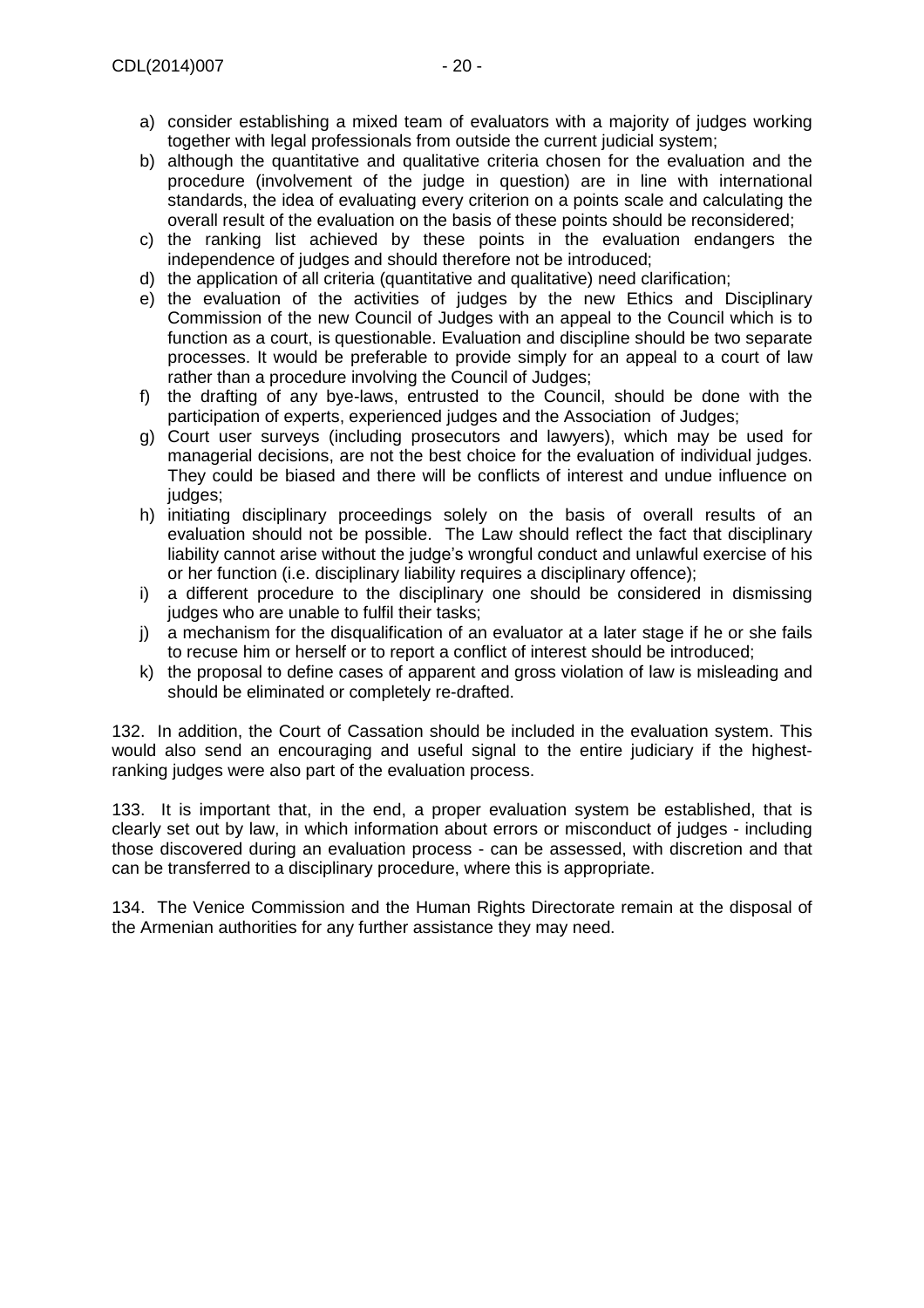a) consider establishing a mixed team of evaluators with a majority of judges working together with legal professionals from outside the current judicial system;
b) although the quantitative and qualitative criteria chosen for the evaluation and the procedure (involvement of the judge in question) are in line with international standards, the idea of evaluating every criterion on a points scale and calculating the overall result of the evaluation on the basis of these points should be reconsidered;
c) the ranking list achieved by these points in the evaluation endangers the independence of judges and should therefore not be introduced;
d) the application of all criteria (quantitative and qualitative) need clarification;
e) the evaluation of the activities of judges by the new Ethics and Disciplinary Commission of the new Council of Judges with an appeal to the Council which is to function as a court, is questionable. Evaluation and discipline should be two separate processes. It would be preferable to provide simply for an appeal to a court of law rather than a procedure involving the Council of Judges;
f) the drafting of any bye-laws, entrusted to the Council, should be done with the participation of experts, experienced judges and the Association of Judges;
g) Court user surveys (including prosecutors and lawyers), which may be used for managerial decisions, are not the best choice for the evaluation of individual judges. They could be biased and there will be conflicts of interest and undue influence on judges;
h) initiating disciplinary proceedings solely on the basis of overall results of an evaluation should not be possible. The Law should reflect the fact that disciplinary liability cannot arise without the judge's wrongful conduct and unlawful exercise of his or her function (i.e. disciplinary liability requires a disciplinary offence);
i) a different procedure to the disciplinary one should be considered in dismissing judges who are unable to fulfil their tasks;
j) a mechanism for the disqualification of an evaluator at a later stage if he or she fails to recuse him or herself or to report a conflict of interest should be introduced;
k) the proposal to define cases of apparent and gross violation of law is misleading and should be eliminated or completely re-drafted.

132. In addition, the Court of Cassation should be included in the evaluation system. This would also send an encouraging and useful signal to the entire judiciary if the highest-ranking judges were also part of the evaluation process.

133. It is important that, in the end, a proper evaluation system be established, that is clearly set out by law, in which information about errors or misconduct of judges - including those discovered during an evaluation process - can be assessed, with discretion and that can be transferred to a disciplinary procedure, where this is appropriate.

134. The Venice Commission and the Human Rights Directorate remain at the disposal of the Armenian authorities for any further assistance they may need.